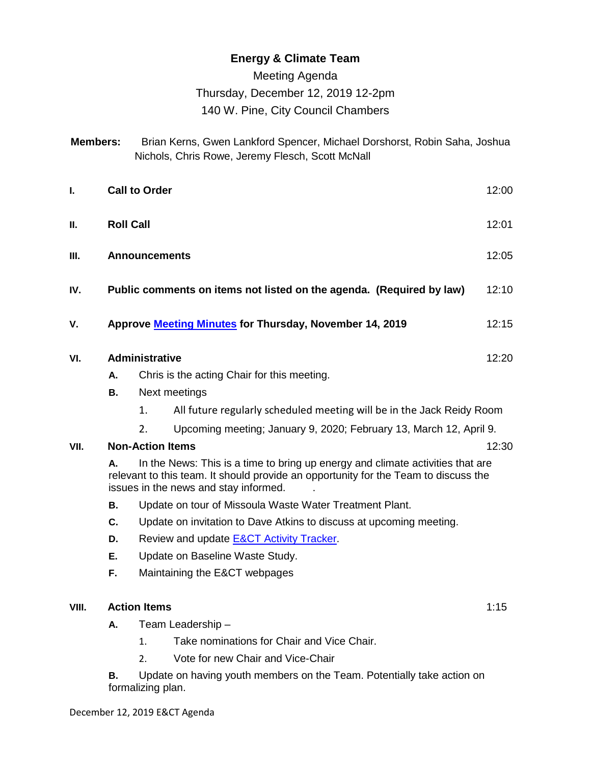# Energy & Climate Team

Meeting Agenda

Thursday, December 12, 2019 12-2pm

140 W. Pine, City Council Chambers

**Members:** Brian Kerns, Gwen Lankford Spencer, Michael Dorshorst, Robin Saha, Joshua Nichols, Chris Rowe, Jeremy Flesch, Scott McNall

| | | |
|---|---|---|
| **I.** | **Call to Order** | 12:00 |
| **II.** | **Roll Call** | 12:01 |
| **III.** | **Announcements** | 12:05 |
| **IV.** | **Public comments on items not listed on the agenda. (Required by law)** | 12:10 |
| **V.** | **Approve [Meeting Minutes]() for Thursday, November 14, 2019** | 12:15 |
| **VI.** | **Administrative** | 12:20 |

**A.** Chris is the acting Chair for this meeting.

**B.** Next meetings

1. All future regularly scheduled meeting will be in the Jack Reidy Room
2. Upcoming meeting; January 9, 2020; February 13, March 12, April 9.

**VII. Non-Action Items** 12:30

**A.** In the News: This is a time to bring up energy and climate activities that are relevant to this team. It should provide an opportunity for the Team to discuss the issues in the news and stay informed.

**B.** Update on tour of Missoula Waste Water Treatment Plant.

**C.** Update on invitation to Dave Atkins to discuss at upcoming meeting.

**D.** Review and update [E&CT Activity Tracker]().

**E.** Update on Baseline Waste Study.

**F.** Maintaining the E&CT webpages

**VIII. Action Items** 1:15

**A.** Team Leadership –

1. Take nominations for Chair and Vice Chair.
2. Vote for new Chair and Vice-Chair

**B.** Update on having youth members on the Team. Potentially take action on formalizing plan.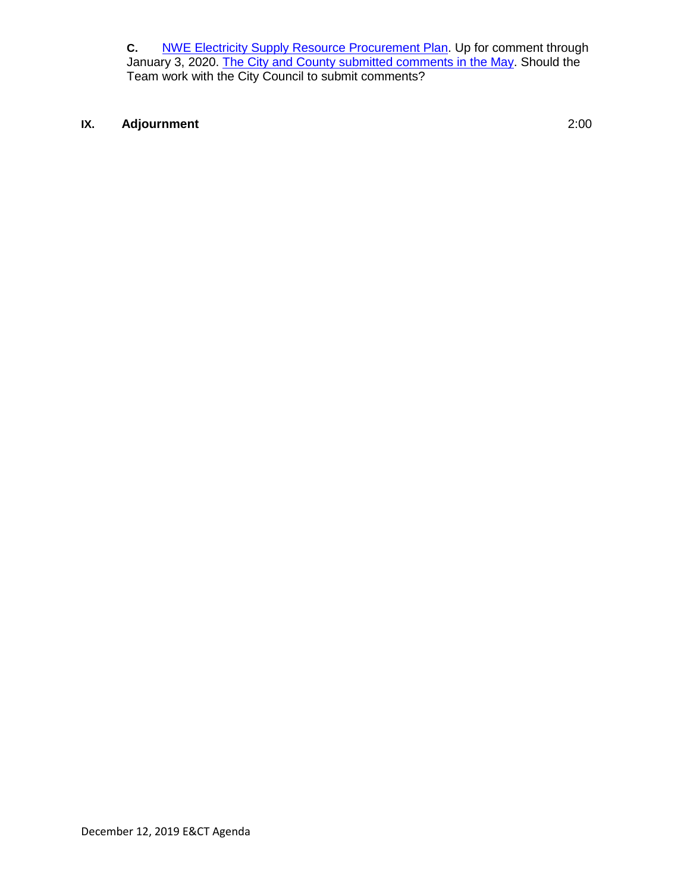**C.** NWE Electricity Supply Resource Procurement Plan. Up for comment through January 3, 2020. The City and County submitted comments in the May. Should the Team work with the City Council to submit comments?

**IX. Adjournment** 2:00